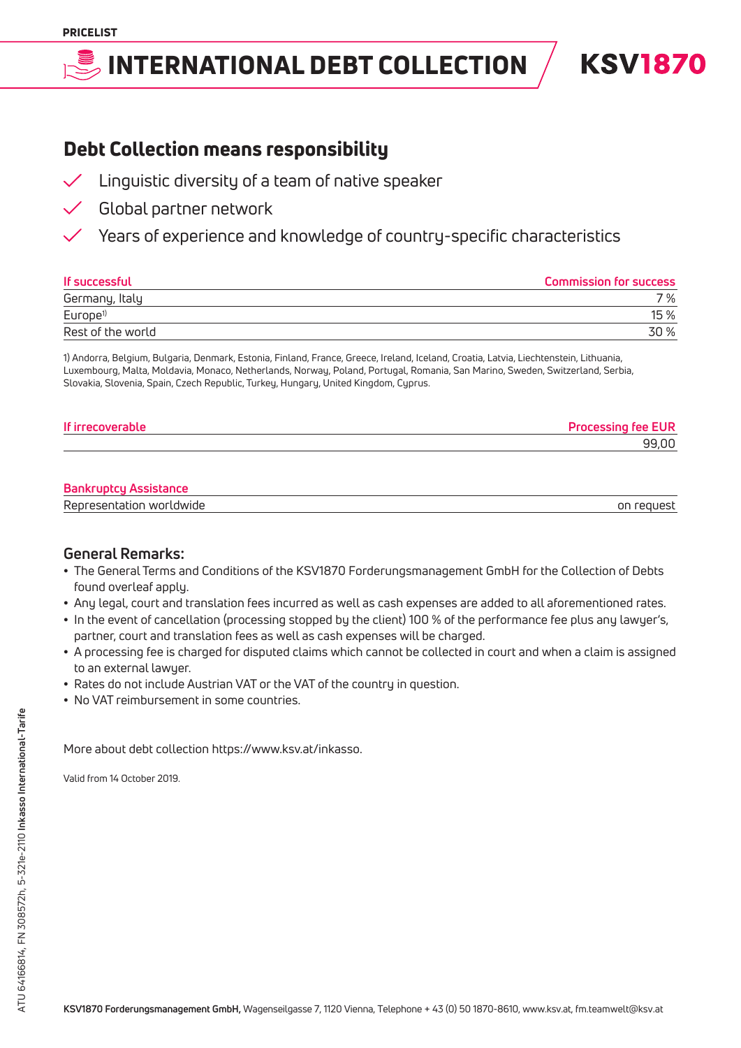PRICELIST

# INTERNATIONAL DEBT COLLECTION

KSV1870

## Debt Collection means responsibility

- Linguistic diversity of a team of native speaker
- Global partner network
- Years of experience and knowledge of country-specific characteristics

| If successful | Commission for success |
|---|---|
| Germany, Italy | 7 % |
| Europe[1] | 15 % |
| Rest of the world | 30 % |

1) Andorra, Belgium, Bulgaria, Denmark, Estonia, Finland, France, Greece, Ireland, Iceland, Croatia, Latvia, Liechtenstein, Lithuania, Luxembourg, Malta, Moldavia, Monaco, Netherlands, Norway, Poland, Portugal, Romania, San Marino, Sweden, Switzerland, Serbia, Slovakia, Slovenia, Spain, Czech Republic, Turkey, Hungary, United Kingdom, Cyprus.

| If irrecoverable | Processing fee EUR |
|---|---|
| | 99,00 |

| Bankruptcy Assistance | |
|---|---|
| Representation worldwide | on request |

### General Remarks:

- The General Terms and Conditions of the KSV1870 Forderungsmanagement GmbH for the Collection of Debts found overleaf apply.
- Any legal, court and translation fees incurred as well as cash expenses are added to all aforementioned rates.
- In the event of cancellation (processing stopped by the client) 100 % of the performance fee plus any lawyer's, partner, court and translation fees as well as cash expenses will be charged.
- A processing fee is charged for disputed claims which cannot be collected in court and when a claim is assigned to an external lawyer.
- Rates do not include Austrian VAT or the VAT of the country in question.
- No VAT reimbursement in some countries.

More about debt collection https://www.ksv.at/inkasso.

Valid from 14 October 2019.

ATU 64166814, FN 308572h, 5-321e-2110 **Inkasso International-Tarife**

**KSV1870 Forderungsmanagement GmbH,** Wagenseilgasse 7, 1120 Vienna, Telephone + 43 (0) 50 1870-8610, www.ksv.at, fm.teamwelt@ksv.at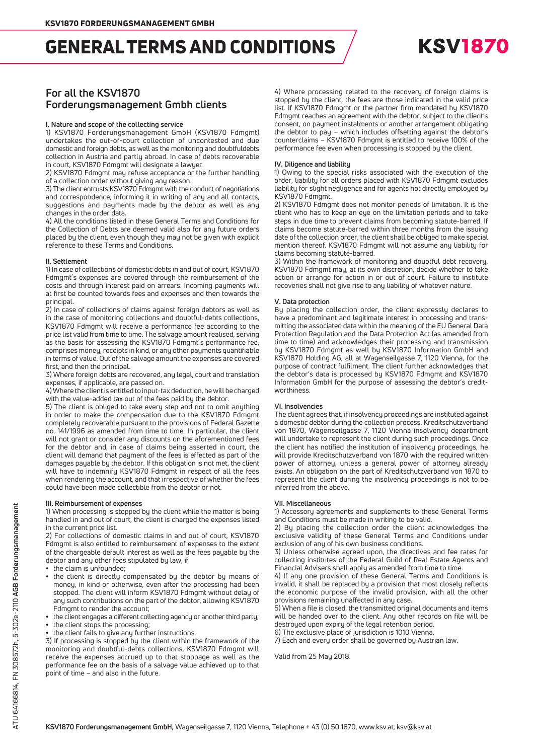KSV1870 FORDERUNGSMANAGEMENT GMBH

# GENERAL TERMS AND CONDITIONS

KSV1870

## For all the KSV1870 Forderungsmanagement Gmbh clients

### I. Nature and scope of the collecting service

1) KSV1870 Forderungsmanagement GmbH (KSV1870 Fdmgmt) undertakes the out-of-court collection of uncontested and due domestic and foreign debts, as well as the monitoring and doubtfuldebts collection in Austria and partly abroad. In case of debts recoverable in court, KSV1870 Fdmgmt will designate a lawyer.

2) KSV1870 Fdmgmt may refuse acceptance or the further handling of a collection order without giving any reason.

3) The client entrusts KSV1870 Fdmgmt with the conduct of negotiations and correspondence, informing it in writing of any and all contacts, suggestions and payments made by the debtor as well as any changes in the order data.

4) All the conditions listed in these General Terms and Conditions for the Collection of Debts are deemed valid also for any future orders placed by the client, even though they may not be given with explicit reference to these Terms and Conditions.

### II. Settlement

1) In case of collections of domestic debts in and out of court, KSV1870 Fdmgmt´s expenses are covered through the reimbursement of the costs and through interest paid on arrears. Incoming payments will at first be counted towards fees and expenses and then towards the principal.

2) In case of collections of claims against foreign debtors as well as in the case of monitoring collections and doubtful-debts collections, KSV1870 Fdmgmt will receive a performance fee according to the price list valid from time to time. The salvage amount realised, serving as the basis for assessing the KSV1870 Fdmgmt´s performance fee, comprises money, receipts in kind, or any other payments quantifiable in terms of value. Out of the salvage amount the expenses are covered first, and then the principal.

3) Where foreign debts are recovered, any legal, court and translation expenses, if applicable, are passed on.

4) Where the client is entitled to input-tax deduction, he will be charged with the value-added tax out of the fees paid by the debtor.

5) The client is obliged to take every step and not to omit anything in order to make the compensation due to the KSV1870 Fdmgmt completely recoverable pursuant to the provisions of Federal Gazette no. 141/1996 as amended from time to time. In particular, the client will not grant or consider any discounts on the aforementioned fees for the debtor and, in case of claims being asserted in court, the client will demand that payment of the fees is effected as part of the damages payable by the debtor. If this obligation is not met, the client will have to indemnify KSV1870 Fdmgmt in respect of all the fees when rendering the account, and that irrespective of whether the fees could have been made collectible from the debtor or not.

### III. Reimbursement of expenses

1) When processing is stopped by the client while the matter is being handled in and out of court, the client is charged the expenses listed in the current price list.

2) For collections of domestic claims in and out of court, KSV1870 Fdmgmt is also entitled to reimbursement of expenses to the extent of the chargeable default interest as well as the fees payable by the debtor and any other fees stipulated by law, if

- the claim is unfounded;
- the client is directly compensated by the debtor by means of money, in kind or otherwise, even after the processing had been stopped. The client will inform KSV1870 Fdmgmt without delay of any such contributions on the part of the debtor, allowing KSV1870 Fdmgmt to render the account;
- the client engages a different collecting agency or another third party;
- the client stops the processing;
- the client fails to give any further instructions.

3) If processing is stopped by the client within the framework of the monitoring and doubtful-debts collections, KSV1870 Fdmgmt will receive the expenses accrued up to that stoppage as well as the performance fee on the basis of a salvage value achieved up to that point of time – and also in the future.

4) Where processing related to the recovery of foreign claims is stopped by the client, the fees are those indicated in the valid price list. If KSV1870 Fdmgmt or the partner firm mandated by KSV1870 Fdmgmt reaches an agreement with the debtor, subject to the client's consent, on payment instalments or another arrangement obligating the debtor to pay – which includes offsetting against the debtor's counterclaims – KSV1870 Fdmgmt is entitled to receive 100% of the performance fee even when processing is stopped by the client.

### IV. Diligence and liability

1) Owing to the special risks associated with the execution of the order, liability for all orders placed with KSV1870 Fdmgmt excludes liability for slight negligence and for agents not directly employed by KSV1870 Fdmgmt.

2) KSV1870 Fdmgmt does not monitor periods of limitation. It is the client who has to keep an eye on the limitation periods and to take steps in due time to prevent claims from becoming statute-barred. If claims become statute-barred within three months from the issuing date of the collection order, the client shall be obliged to make special mention thereof. KSV1870 Fdmgmt will not assume any liability for claims becoming statute-barred.

3) Within the framework of monitoring and doubtful debt recovery, KSV1870 Fdmgmt may, at its own discretion, decide whether to take action or arrange for action in or out of court. Failure to institute recoveries shall not give rise to any liability of whatever nature.

### V. Data protection

By placing the collection order, the client expressly declares to have a predominant and legitimate interest in processing and transmitting the associated data within the meaning of the EU General Data Protection Regulation and the Data Protection Act (as amended from time to time) and acknowledges their processing and transmission by KSV1870 Fdmgmt as well by KSV1870 Information GmbH and KSV1870 Holding AG, all at Wagenseilgasse 7, 1120 Vienna, for the purpose of contract fulfilment. The client further acknowledges that the debtor's data is processed by KSV1870 Fdmgmt and KSV1870 Information GmbH for the purpose of assessing the debtor's creditworthiness.

### VI. Insolvencies

The client agrees that, if insolvency proceedings are instituted against a domestic debtor during the collection process, Kreditschutzverband von 1870, Wagenseilgasse 7, 1120 Vienna insolvency department will undertake to represent the client during such proceedings. Once the client has notified the institution of insolvency proceedings, he will provide Kreditschutzverband von 1870 with the required written power of attorney, unless a general power of attorney already exists. An obligation on the part of Kreditschutzverband von 1870 to represent the client during the insolvency proceedings is not to be inferred from the above.

### VII. Miscellaneous

1) Accessory agreements and supplements to these General Terms and Conditions must be made in writing to be valid.

2) By placing the collection order the client acknowledges the exclusive validity of these General Terms and Conditions under exclusion of any of his own business conditions.

3) Unless otherwise agreed upon, the directives and fee rates for collecting institutes of the Federal Guild of Real Estate Agents and Financial Advisers shall apply as amended from time to time.

4) If any one provision of these General Terms and Conditions is invalid, it shall be replaced by a provision that most closely reflects the economic purpose of the invalid provision, with all the other provisions remaining unaffected in any case.

5) When a file is closed, the transmitted original documents and items will be handed over to the client. Any other records on file will be destroyed upon expiry of the legal retention period.

6) The exclusive place of jurisdiction is 1010 Vienna.

7) Each and every order shall be governed by Austrian law.

Valid from 25 May 2018.

ATU 64166814, FN 308572h, 5-302e-2110 **AGB Forderungsmanagement**

**KSV1870 Forderungsmanagement GmbH,** Wagenseilgasse 7, 1120 Vienna, Telephone + 43 (0) 50 1870, www.ksv.at, ksv@ksv.at